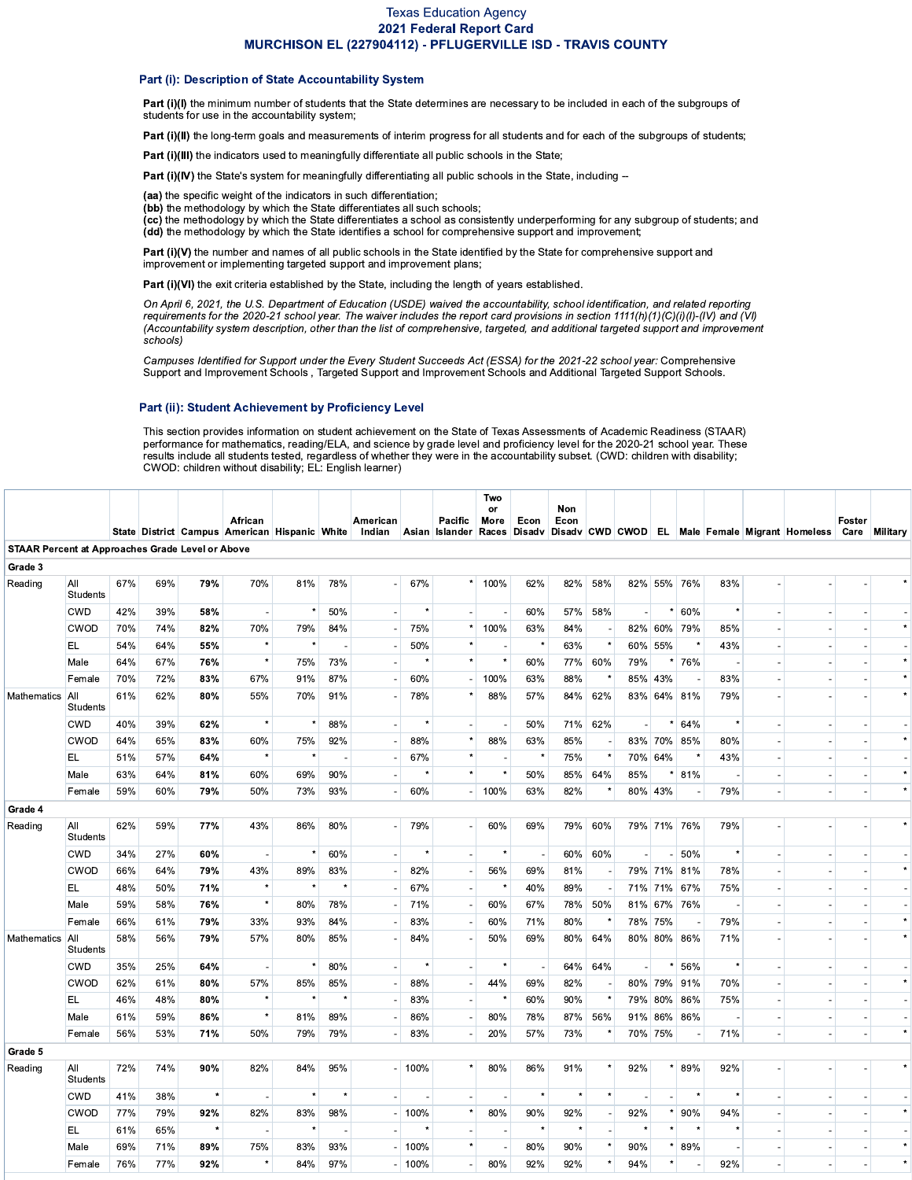# Texas Education Agency
## 2021 Federal Report Card
## MURCHISON EL (227904112) - PFLUGERVILLE ISD - TRAVIS COUNTY

### Part (i): Description of State Accountability System

**Part (i)(I)** the minimum number of students that the State determines are necessary to be included in each of the subgroups of students for use in the accountability system;

**Part (i)(II)** the long-term goals and measurements of interim progress for all students and for each of the subgroups of students;

**Part (i)(III)** the indicators used to meaningfully differentiate all public schools in the State;

**Part (i)(IV)** the State's system for meaningfully differentiating all public schools in the State, including --

**(aa)** the specific weight of the indicators in such differentiation;
**(bb)** the methodology by which the State differentiates all such schools;
**(cc)** the methodology by which the State differentiates a school as consistently underperforming for any subgroup of students; and
**(dd)** the methodology by which the State identifies a school for comprehensive support and improvement;

**Part (i)(V)** the number and names of all public schools in the State identified by the State for comprehensive support and improvement or implementing targeted support and improvement plans;

**Part (i)(VI)** the exit criteria established by the State, including the length of years established.

*On April 6, 2021, the U.S. Department of Education (USDE) waived the accountability, school identification, and related reporting requirements for the 2020-21 school year. The waiver includes the report card provisions in section 1111(h)(1)(C)(i)(I)-(IV) and (VI) (Accountability system description, other than the list of comprehensive, targeted, and additional targeted support and improvement schools)*

*Campuses Identified for Support under the Every Student Succeeds Act (ESSA) for the 2021-22 school year:* Comprehensive Support and Improvement Schools , Targeted Support and Improvement Schools and Additional Targeted Support Schools.

### Part (ii): Student Achievement by Proficiency Level

This section provides information on student achievement on the State of Texas Assessments of Academic Readiness (STAAR) performance for mathematics, reading/ELA, and science by grade level and proficiency level for the 2020-21 school year. These results include all students tested, regardless of whether they were in the accountability subset. (CWD: children with disability; CWOD: children without disability; EL: English learner)

| | | State | District | Campus | African American | Hispanic | White | American Indian | Asian | Pacific Islander | Two or More Races | Econ Disadv | Non Econ Disadv | CWD | CWOD | EL | Male | Female | Migrant | Homeless | Foster Care | Military |
|---|---|---|---|---|---|---|---|---|---|---|---|---|---|---|---|---|---|---|---|---|---|---|
| **STAAR Percent at Approaches Grade Level or Above** | | | | | | | | | | | | | | | | | | | | | | |
| **Grade 3** | | | | | | | | | | | | | | | | | | | | | | |
| Reading | All Students | 67% | 69% | **79%** | 70% | 81% | 78% | - | 67% | * | 100% | 62% | 82% | 58% | 82% | 55% | 76% | 83% | - | - | - | * |
| | CWD | 42% | 39% | **58%** | - | * | 50% | - | * | - | - | 60% | 57% | 58% | - | * | 60% | * | - | - | - | - |
| | CWOD | 70% | 74% | **82%** | 70% | 79% | 84% | - | 75% | * | 100% | 63% | 84% | - | 82% | 60% | 79% | 85% | - | - | - | * |
| | EL | 54% | 64% | **55%** | * | * | - | - | 50% | * | - | * | 63% | * | 60% | 55% | * | 43% | - | - | - | - |
| | Male | 64% | 67% | **76%** | * | 75% | 73% | - | * | * | * | 60% | 77% | 60% | 79% | * | 76% | - | - | - | - | * |
| | Female | 70% | 72% | **83%** | 67% | 91% | 87% | - | 60% | - | 100% | 63% | 88% | * | 85% | 43% | - | 83% | - | - | - | * |
| Mathematics | All Students | 61% | 62% | **80%** | 55% | 70% | 91% | - | 78% | * | 88% | 57% | 84% | 62% | 83% | 64% | 81% | 79% | - | - | - | * |
| | CWD | 40% | 39% | **62%** | * | * | 88% | - | * | - | - | 50% | 71% | 62% | - | * | 64% | * | - | - | - | - |
| | CWOD | 64% | 65% | **83%** | 60% | 75% | 92% | - | 88% | * | 88% | 63% | 85% | - | 83% | 70% | 85% | 80% | - | - | - | * |
| | EL | 51% | 57% | **64%** | * | * | - | - | 67% | * | - | * | 75% | * | 70% | 64% | * | 43% | - | - | - | - |
| | Male | 63% | 64% | **81%** | 60% | 69% | 90% | - | * | * | * | 50% | 85% | 64% | 85% | * | 81% | - | - | - | - | * |
| | Female | 59% | 60% | **79%** | 50% | 73% | 93% | - | 60% | - | 100% | 63% | 82% | * | 80% | 43% | - | 79% | - | - | - | * |
| **Grade 4** | | | | | | | | | | | | | | | | | | | | | | |
| Reading | All Students | 62% | 59% | **77%** | 43% | 86% | 80% | - | 79% | - | 60% | 69% | 79% | 60% | 79% | 71% | 76% | 79% | - | - | - | * |
| | CWD | 34% | 27% | **60%** | - | * | 60% | - | * | - | * | - | 60% | 60% | - | - | 50% | * | - | - | - | - |
| | CWOD | 66% | 64% | **79%** | 43% | 89% | 83% | - | 82% | - | 56% | 69% | 81% | - | 79% | 71% | 81% | 78% | - | - | - | * |
| | EL | 48% | 50% | **71%** | * | * | * | - | 67% | - | * | 40% | 89% | * | 71% | 71% | 67% | 75% | - | - | - | - |
| | Male | 59% | 58% | **76%** | * | 80% | 78% | - | 71% | - | 60% | 67% | 78% | 50% | 81% | 67% | 76% | - | - | - | - | - |
| | Female | 66% | 61% | **79%** | 33% | 93% | 84% | - | 83% | - | 60% | 71% | 80% | * | 78% | 75% | - | 79% | - | - | - | * |
| Mathematics | All Students | 58% | 56% | **79%** | 57% | 80% | 85% | - | 84% | - | 50% | 69% | 80% | 64% | 80% | 80% | 86% | 71% | - | - | - | * |
| | CWD | 35% | 25% | **64%** | - | * | 80% | - | * | - | * | - | 64% | 64% | - | * | 56% | * | - | - | - | - |
| | CWOD | 62% | 61% | **80%** | 57% | 85% | 85% | - | 88% | - | 44% | 69% | 82% | - | 80% | 79% | 91% | 70% | - | - | - | * |
| | EL | 46% | 48% | **80%** | * | * | * | - | 83% | - | * | 60% | 90% | * | 79% | 80% | 86% | 75% | - | - | - | - |
| | Male | 61% | 59% | **86%** | * | 81% | 89% | - | 86% | - | 80% | 78% | 87% | 56% | 91% | 86% | 86% | - | - | - | - | - |
| | Female | 56% | 53% | **71%** | 50% | 79% | 79% | - | 83% | - | 20% | 57% | 73% | * | 70% | 75% | - | 71% | - | - | - | * |
| **Grade 5** | | | | | | | | | | | | | | | | | | | | | | |
| Reading | All Students | 72% | 74% | **90%** | 82% | 84% | 95% | - | 100% | * | 80% | 86% | 91% | * | 92% | * | 89% | 92% | - | - | - | * |
| | CWD | 41% | 38% | * | - | * | * | - | - | - | - | * | * | * | - | - | * | * | - | - | - | - |
| | CWOD | 77% | 79% | **92%** | 82% | 83% | 98% | - | 100% | * | 80% | 90% | 92% | - | 92% | * | 90% | 94% | - | - | - | * |
| | EL | 61% | 65% | * | - | * | - | - | * | - | - | * | * | - | * | * | * | * | - | - | - | - |
| | Male | 69% | 71% | **89%** | 75% | 83% | 93% | - | 100% | * | - | 80% | 90% | * | 90% | * | 89% | - | - | - | - | * |
| | Female | 76% | 77% | **92%** | * | 84% | 97% | - | 100% | - | 80% | 92% | 92% | * | 94% | * | - | 92% | - | - | - | * |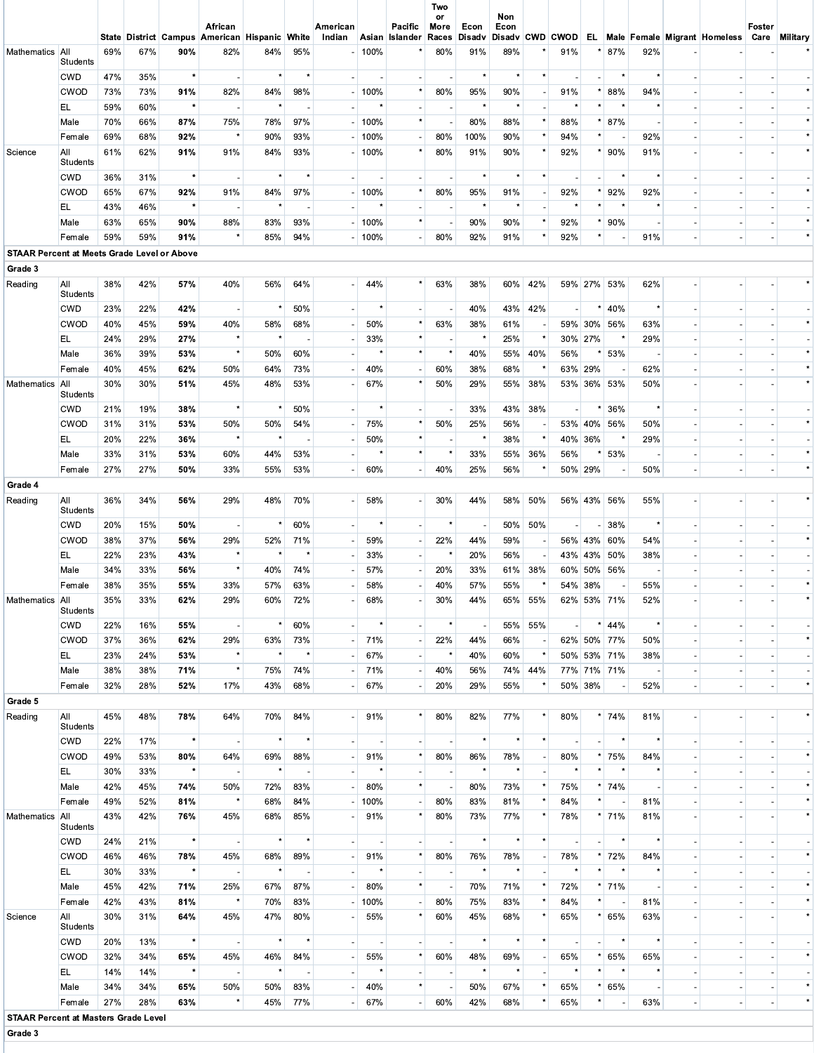| | | State | District | Campus | African American | Hispanic | White | American Indian | Asian | Pacific Islander | Two or More Races | Econ Disadv | Non Econ Disadv | CWD | CWOD | EL | Male | Female | Migrant | Homeless | Foster Care | Military |
|---|---|---|---|---|---|---|---|---|---|---|---|---|---|---|---|---|---|---|---|---|---|---|
| Mathematics | All Students | 69% | 67% | **90%** | 82% | 84% | 95% | - | 100% | * | 80% | 91% | 89% | * | 91% | * | 87% | 92% | - | - | - | * |
| | CWD | 47% | 35% | ***** | - | * | * | - | - | - | - | * | * | * | - | - | * | * | - | - | - | - |
| | CWOD | 73% | 73% | **91%** | 82% | 84% | 98% | - | 100% | * | 80% | 95% | 90% | - | 91% | * | 88% | 94% | - | - | - | * |
| | EL | 59% | 60% | ***** | - | * | - | - | * | - | - | * | * | - | * | * | * | * | - | - | - | - |
| | Male | 70% | 66% | **87%** | 75% | 78% | 97% | - | 100% | * | - | 80% | 88% | * | 88% | * | 87% | - | - | - | - | * |
| | Female | 69% | 68% | **92%** | * | 90% | 93% | - | 100% | - | 80% | 100% | 90% | * | 94% | * | - | 92% | - | - | - | * |
| Science | All Students | 61% | 62% | **91%** | 91% | 84% | 93% | - | 100% | * | 80% | 91% | 90% | * | 92% | * | 90% | 91% | - | - | - | * |
| | CWD | 36% | 31% | ***** | - | * | * | - | - | - | - | * | * | * | - | - | * | * | - | - | - | - |
| | CWOD | 65% | 67% | **92%** | 91% | 84% | 97% | - | 100% | * | 80% | 95% | 91% | - | 92% | * | 92% | 92% | - | - | - | * |
| | EL | 43% | 46% | ***** | - | * | - | - | * | - | - | * | * | - | * | * | * | * | - | - | - | - |
| | Male | 63% | 65% | **90%** | 88% | 83% | 93% | - | 100% | * | - | 90% | 90% | * | 92% | * | 90% | - | - | - | - | * |
| | Female | 59% | 59% | **91%** | * | 85% | 94% | - | 100% | - | 80% | 92% | 91% | * | 92% | * | - | 91% | - | - | - | * |
| **STAAR Percent at Meets Grade Level or Above** | | | | | | | | | | | | | | | | | | | | | | |
| **Grade 3** | | | | | | | | | | | | | | | | | | | | | | |
| Reading | All Students | 38% | 42% | **57%** | 40% | 56% | 64% | - | 44% | * | 63% | 38% | 60% | 42% | 59% | 27% | 53% | 62% | - | - | - | * |
| | CWD | 23% | 22% | **42%** | - | * | 50% | - | * | - | - | 40% | 43% | 42% | - | * | 40% | * | - | - | - | - |
| | CWOD | 40% | 45% | **59%** | 40% | 58% | 68% | - | 50% | * | 63% | 38% | 61% | - | 59% | 30% | 56% | 63% | - | - | - | * |
| | EL | 24% | 29% | **27%** | * | * | - | - | 33% | * | - | * | 25% | * | 30% | 27% | * | 29% | - | - | - | - |
| | Male | 36% | 39% | **53%** | * | 50% | 60% | - | * | * | * | 40% | 55% | 40% | 56% | * | 53% | - | - | - | - | * |
| | Female | 40% | 45% | **62%** | 50% | 64% | 73% | - | 40% | - | 60% | 38% | 68% | * | 63% | 29% | - | 62% | - | - | - | * |
| Mathematics | All Students | 30% | 30% | **51%** | 45% | 48% | 53% | - | 67% | * | 50% | 29% | 55% | 38% | 53% | 36% | 53% | 50% | - | - | - | * |
| | CWD | 21% | 19% | **38%** | * | * | 50% | - | * | - | - | 33% | 43% | 38% | - | * | 36% | * | - | - | - | - |
| | CWOD | 31% | 31% | **53%** | 50% | 50% | 54% | - | 75% | * | 50% | 25% | 56% | - | 53% | 40% | 56% | 50% | - | - | - | * |
| | EL | 20% | 22% | **36%** | * | * | - | - | 50% | * | - | * | 38% | * | 40% | 36% | * | 29% | - | - | - | - |
| | Male | 33% | 31% | **53%** | 60% | 44% | 53% | - | * | * | * | 33% | 55% | 36% | 56% | * | 53% | - | - | - | - | * |
| | Female | 27% | 27% | **50%** | 33% | 55% | 53% | - | 60% | - | 40% | 25% | 56% | * | 50% | 29% | - | 50% | - | - | - | * |
| **Grade 4** | | | | | | | | | | | | | | | | | | | | | | |
| Reading | All Students | 36% | 34% | **56%** | 29% | 48% | 70% | - | 58% | - | 30% | 44% | 58% | 50% | 56% | 43% | 56% | 55% | - | - | - | * |
| | CWD | 20% | 15% | **50%** | - | * | 60% | - | * | - | * | - | 50% | 50% | - | - | 38% | * | - | - | - | - |
| | CWOD | 38% | 37% | **56%** | 29% | 52% | 71% | - | 59% | - | 22% | 44% | 59% | - | 56% | 43% | 60% | 54% | - | - | - | * |
| | EL | 22% | 23% | **43%** | * | * | * | - | 33% | - | * | 20% | 56% | - | 43% | 43% | 50% | 38% | - | - | - | - |
| | Male | 34% | 33% | **56%** | * | 40% | 74% | - | 57% | - | 20% | 33% | 61% | 38% | 60% | 50% | 56% | - | - | - | - | - |
| | Female | 38% | 35% | **55%** | 33% | 57% | 63% | - | 58% | - | 40% | 57% | 55% | * | 54% | 38% | - | 55% | - | - | - | * |
| Mathematics | All Students | 35% | 33% | **62%** | 29% | 60% | 72% | - | 68% | - | 30% | 44% | 65% | 55% | 62% | 53% | 71% | 52% | - | - | - | * |
| | CWD | 22% | 16% | **55%** | - | * | 60% | - | * | - | * | - | 55% | 55% | - | * | 44% | * | - | - | - | - |
| | CWOD | 37% | 36% | **62%** | 29% | 63% | 73% | - | 71% | - | 22% | 44% | 66% | - | 62% | 50% | 77% | 50% | - | - | - | * |
| | EL | 23% | 24% | **53%** | * | * | * | - | 67% | - | * | 40% | 60% | * | 50% | 53% | 71% | 38% | - | - | - | - |
| | Male | 38% | 38% | **71%** | * | 75% | 74% | - | 71% | - | 40% | 56% | 74% | 44% | 77% | 71% | 71% | - | - | - | - | - |
| | Female | 32% | 28% | **52%** | 17% | 43% | 68% | - | 67% | - | 20% | 29% | 55% | * | 50% | 38% | - | 52% | - | - | - | * |
| **Grade 5** | | | | | | | | | | | | | | | | | | | | | | |
| Reading | All Students | 45% | 48% | **78%** | 64% | 70% | 84% | - | 91% | * | 80% | 82% | 77% | * | 80% | * | 74% | 81% | - | - | - | * |
| | CWD | 22% | 17% | ***** | - | * | * | - | - | - | - | * | * | * | - | - | * | * | - | - | - | - |
| | CWOD | 49% | 53% | **80%** | 64% | 69% | 88% | - | 91% | * | 80% | 86% | 78% | - | 80% | * | 75% | 84% | - | - | - | * |
| | EL | 30% | 33% | ***** | - | * | - | - | * | - | - | * | * | - | * | * | * | * | - | - | - | - |
| | Male | 42% | 45% | **74%** | 50% | 72% | 83% | - | 80% | * | - | 80% | 73% | * | 75% | * | 74% | - | - | - | - | * |
| | Female | 49% | 52% | **81%** | * | 68% | 84% | - | 100% | - | 80% | 83% | 81% | * | 84% | * | - | 81% | - | - | - | * |
| Mathematics | All Students | 43% | 42% | **76%** | 45% | 68% | 85% | - | 91% | * | 80% | 73% | 77% | * | 78% | * | 71% | 81% | - | - | - | * |
| | CWD | 24% | 21% | ***** | - | * | * | - | - | - | - | * | * | * | - | - | * | * | - | - | - | - |
| | CWOD | 46% | 46% | **78%** | 45% | 68% | 89% | - | 91% | * | 80% | 76% | 78% | - | 78% | * | 72% | 84% | - | - | - | * |
| | EL | 30% | 33% | ***** | - | * | - | - | * | - | - | * | * | - | * | * | * | * | - | - | - | - |
| | Male | 45% | 42% | **71%** | 25% | 67% | 87% | - | 80% | * | - | 70% | 71% | * | 72% | * | 71% | - | - | - | - | * |
| | Female | 42% | 43% | **81%** | * | 70% | 83% | - | 100% | - | 80% | 75% | 83% | * | 84% | * | - | 81% | - | - | - | * |
| Science | All Students | 30% | 31% | **64%** | 45% | 47% | 80% | - | 55% | * | 60% | 45% | 68% | * | 65% | * | 65% | 63% | - | - | - | * |
| | CWD | 20% | 13% | ***** | - | * | * | - | - | - | - | * | * | * | - | - | * | * | - | - | - | - |
| | CWOD | 32% | 34% | **65%** | 45% | 46% | 84% | - | 55% | * | 60% | 48% | 69% | - | 65% | * | 65% | 65% | - | - | - | * |
| | EL | 14% | 14% | ***** | - | * | - | - | * | - | - | * | * | - | * | * | * | * | - | - | - | - |
| | Male | 34% | 34% | **65%** | 50% | 50% | 83% | - | 40% | * | - | 50% | 67% | * | 65% | * | 65% | - | - | - | - | * |
| | Female | 27% | 28% | **63%** | * | 45% | 77% | - | 67% | - | 60% | 42% | 68% | * | 65% | * | - | 63% | - | - | - | * |
| **STAAR Percent at Masters Grade Level** | | | | | | | | | | | | | | | | | | | | | | |
| **Grade 3** | | | | | | | | | | | | | | | | | | | | | | |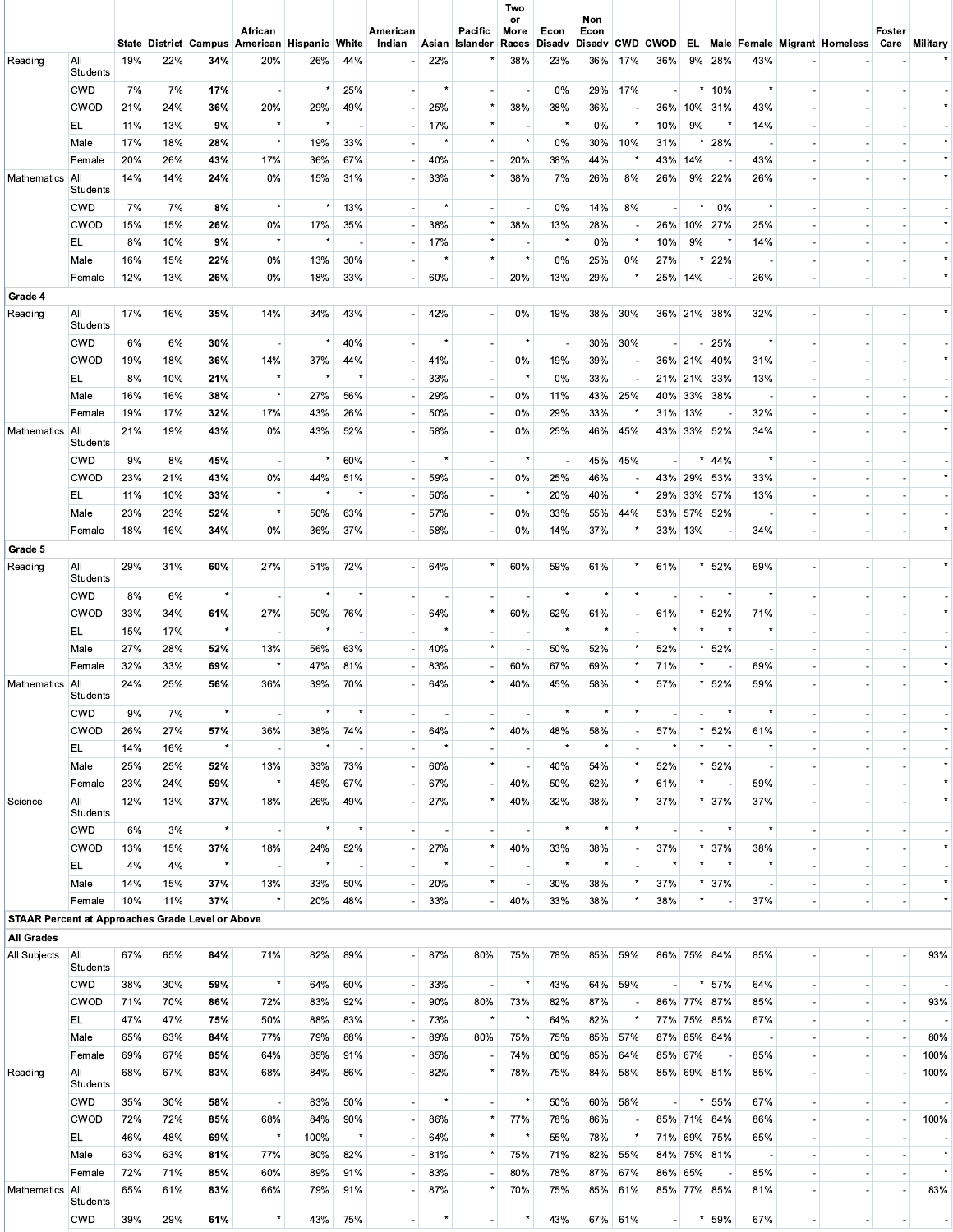| | | State | District | Campus | African American | Hispanic | White | American Indian | Asian | Pacific Islander | Two or More Races | Econ Disadv | Non Econ Disadv | CWD | CWOD | EL | Male | Female | Migrant | Homeless | Foster Care | Military |
|---|---|---|---|---|---|---|---|---|---|---|---|---|---|---|---|---|---|---|---|---|---|---|
| Reading | All Students | 19% | 22% | **34%** | 20% | 26% | 44% | - | 22% | * | 38% | 23% | 36% | 17% | 36% | 9% | 28% | 43% | - | - | - | * |
| | CWD | 7% | 7% | **17%** | - | * | 25% | - | * | - | - | 0% | 29% | 17% | - | * | 10% | * | - | - | - | - |
| | CWOD | 21% | 24% | **36%** | 20% | 29% | 49% | - | 25% | * | 38% | 38% | 36% | - | 36% | 10% | 31% | 43% | - | - | - | * |
| | EL | 11% | 13% | **9%** | * | * | - | - | 17% | * | - | * | 0% | * | 10% | 9% | * | 14% | - | - | - | - |
| | Male | 17% | 18% | **28%** | * | 19% | 33% | - | * | * | * | 0% | 30% | 10% | 31% | * | 28% | - | - | - | - | * |
| | Female | 20% | 26% | **43%** | 17% | 36% | 67% | - | 40% | - | 20% | 38% | 44% | * | 43% | 14% | - | 43% | - | - | - | * |
| Mathematics | All Students | 14% | 14% | **24%** | 0% | 15% | 31% | - | 33% | * | 38% | 7% | 26% | 8% | 26% | 9% | 22% | 26% | - | - | - | * |
| | CWD | 7% | 7% | **8%** | * | * | 13% | - | * | - | - | 0% | 14% | 8% | - | * | 0% | * | - | - | - | - |
| | CWOD | 15% | 15% | **26%** | 0% | 17% | 35% | - | 38% | * | 38% | 13% | 28% | - | 26% | 10% | 27% | 25% | - | - | - | * |
| | EL | 8% | 10% | **9%** | * | * | - | - | 17% | * | - | * | 0% | * | 10% | 9% | * | 14% | - | - | - | - |
| | Male | 16% | 15% | **22%** | 0% | 13% | 30% | - | * | * | * | 0% | 25% | 0% | 27% | * | 22% | - | - | - | - | * |
| | Female | 12% | 13% | **26%** | 0% | 18% | 33% | - | 60% | - | 20% | 13% | 29% | * | 25% | 14% | - | 26% | - | - | - | * |
| **Grade 4** | | | | | | | | | | | | | | | | | | | | | | |
| Reading | All Students | 17% | 16% | **35%** | 14% | 34% | 43% | - | 42% | - | 0% | 19% | 38% | 30% | 36% | 21% | 38% | 32% | - | - | - | * |
| | CWD | 6% | 6% | **30%** | - | * | 40% | - | * | - | * | - | 30% | 30% | - | - | 25% | * | - | - | - | - |
| | CWOD | 19% | 18% | **36%** | 14% | 37% | 44% | - | 41% | - | 0% | 19% | 39% | - | 36% | 21% | 40% | 31% | - | - | - | * |
| | EL | 8% | 10% | **21%** | * | * | * | - | 33% | - | * | 0% | 33% | - | 21% | 21% | 33% | 13% | - | - | - | - |
| | Male | 16% | 16% | **38%** | * | 27% | 56% | - | 29% | - | 0% | 11% | 43% | 25% | 40% | 33% | 38% | - | - | - | - | * |
| | Female | 19% | 17% | **32%** | 17% | 43% | 26% | - | 50% | - | 0% | 29% | 33% | * | 31% | 13% | - | 32% | - | - | - | * |
| Mathematics | All Students | 21% | 19% | **43%** | 0% | 43% | 52% | - | 58% | - | 0% | 25% | 46% | 45% | 43% | 33% | 52% | 34% | - | - | - | * |
| | CWD | 9% | 8% | **45%** | - | * | 60% | - | * | - | * | - | 45% | 45% | - | * | 44% | * | - | - | - | - |
| | CWOD | 23% | 21% | **43%** | 0% | 44% | 51% | - | 59% | - | 0% | 25% | 46% | - | 43% | 29% | 53% | 33% | - | - | - | * |
| | EL | 11% | 10% | **33%** | * | * | * | - | 50% | - | * | 20% | 40% | * | 29% | 33% | 57% | 13% | - | - | - | - |
| | Male | 23% | 23% | **52%** | * | 50% | 63% | - | 57% | - | 0% | 33% | 55% | 44% | 53% | 57% | 52% | - | - | - | - | * |
| | Female | 18% | 16% | **34%** | 0% | 36% | 37% | - | 58% | - | 0% | 14% | 37% | * | 33% | 13% | - | 34% | - | - | - | * |
| **Grade 5** | | | | | | | | | | | | | | | | | | | | | | |
| Reading | All Students | 29% | 31% | **60%** | 27% | 51% | 72% | - | 64% | * | 60% | 59% | 61% | * | 61% | * | 52% | 69% | - | - | - | * |
| | CWD | 8% | 6% | ***** | - | * | * | - | - | - | - | * | * | * | - | - | * | * | - | - | - | - |
| | CWOD | 33% | 34% | **61%** | 27% | 50% | 76% | - | 64% | * | 60% | 62% | 61% | - | 61% | * | 52% | 71% | - | - | - | * |
| | EL | 15% | 17% | ***** | - | * | - | - | * | - | - | * | * | - | * | * | * | * | - | - | - | - |
| | Male | 27% | 28% | **52%** | 13% | 56% | 63% | - | 40% | * | - | 50% | 52% | * | 52% | * | 52% | - | - | - | - | * |
| | Female | 32% | 33% | **69%** | * | 47% | 81% | - | 83% | - | 60% | 67% | 69% | * | 71% | * | - | 69% | - | - | - | * |
| Mathematics | All Students | 24% | 25% | **56%** | 36% | 39% | 70% | - | 64% | * | 40% | 45% | 58% | * | 57% | * | 52% | 59% | - | - | - | * |
| | CWD | 9% | 7% | ***** | - | * | * | - | - | - | - | * | * | * | - | - | * | * | - | - | - | - |
| | CWOD | 26% | 27% | **57%** | 36% | 38% | 74% | - | 64% | * | 40% | 48% | 58% | - | 57% | * | 52% | 61% | - | - | - | * |
| | EL | 14% | 16% | ***** | - | * | - | - | * | - | - | * | * | - | * | * | * | * | - | - | - | - |
| | Male | 25% | 25% | **52%** | 13% | 33% | 73% | - | 60% | * | - | 40% | 54% | * | 52% | * | 52% | - | - | - | - | * |
| | Female | 23% | 24% | **59%** | * | 45% | 67% | - | 67% | - | 40% | 50% | 62% | * | 61% | * | - | 59% | - | - | - | * |
| Science | All Students | 12% | 13% | **37%** | 18% | 26% | 49% | - | 27% | * | 40% | 32% | 38% | * | 37% | * | 37% | 37% | - | - | - | * |
| | CWD | 6% | 3% | ***** | - | * | * | - | - | - | - | * | * | * | - | - | * | * | - | - | - | - |
| | CWOD | 13% | 15% | **37%** | 18% | 24% | 52% | - | 27% | * | 40% | 33% | 38% | - | 37% | * | 37% | 38% | - | - | - | * |
| | EL | 4% | 4% | ***** | - | * | - | - | * | - | - | * | * | - | * | * | * | * | - | - | - | - |
| | Male | 14% | 15% | **37%** | 13% | 33% | 50% | - | 20% | * | - | 30% | 38% | * | 37% | * | 37% | - | - | - | - | * |
| | Female | 10% | 11% | **37%** | * | 20% | 48% | - | 33% | - | 40% | 33% | 38% | * | 38% | * | - | 37% | - | - | - | * |
| **STAAR Percent at Approaches Grade Level or Above** | | | | | | | | | | | | | | | | | | | | | | |
| **All Grades** | | | | | | | | | | | | | | | | | | | | | | |
| All Subjects | All Students | 67% | 65% | **84%** | 71% | 82% | 89% | - | 87% | 80% | 75% | 78% | 85% | 59% | 86% | 75% | 84% | 85% | - | - | - | 93% |
| | CWD | 38% | 30% | **59%** | * | 64% | 60% | - | 33% | - | * | 43% | 64% | 59% | - | * | 57% | 64% | - | - | - | - |
| | CWOD | 71% | 70% | **86%** | 72% | 83% | 92% | - | 90% | 80% | 73% | 82% | 87% | - | 86% | 77% | 87% | 85% | - | - | - | 93% |
| | EL | 47% | 47% | **75%** | 50% | 88% | 83% | - | 73% | * | * | 64% | 82% | * | 77% | 75% | 85% | 67% | - | - | - | - |
| | Male | 65% | 63% | **84%** | 77% | 79% | 88% | - | 89% | 80% | 75% | 75% | 85% | 57% | 87% | 85% | 84% | - | - | - | - | 80% |
| | Female | 69% | 67% | **85%** | 64% | 85% | 91% | - | 85% | - | 74% | 80% | 85% | 64% | 85% | 67% | - | 85% | - | - | - | 100% |
| Reading | All Students | 68% | 67% | **83%** | 68% | 84% | 86% | - | 82% | * | 78% | 75% | 84% | 58% | 85% | 69% | 81% | 85% | - | - | - | 100% |
| | CWD | 35% | 30% | **58%** | - | 83% | 50% | - | * | - | * | 50% | 60% | 58% | - | * | 55% | 67% | - | - | - | - |
| | CWOD | 72% | 72% | **85%** | 68% | 84% | 90% | - | 86% | * | 77% | 78% | 86% | - | 85% | 71% | 84% | 86% | - | - | - | 100% |
| | EL | 46% | 48% | **69%** | * | 100% | * | - | 64% | * | * | 55% | 78% | * | 71% | 69% | 75% | 65% | - | - | - | - |
| | Male | 63% | 63% | **81%** | 77% | 80% | 82% | - | 81% | * | 75% | 71% | 82% | 55% | 84% | 75% | 81% | - | - | - | - | * |
| | Female | 72% | 71% | **85%** | 60% | 89% | 91% | - | 83% | - | 80% | 78% | 87% | 67% | 86% | 65% | - | 85% | - | - | - | * |
| Mathematics | All Students | 65% | 61% | **83%** | 66% | 79% | 91% | - | 87% | * | 70% | 75% | 85% | 61% | 85% | 77% | 85% | 81% | - | - | - | 83% |
| | CWD | 39% | 29% | **61%** | * | 43% | 75% | - | * | - | * | 43% | 67% | 61% | - | * | 59% | 67% | - | - | - | - |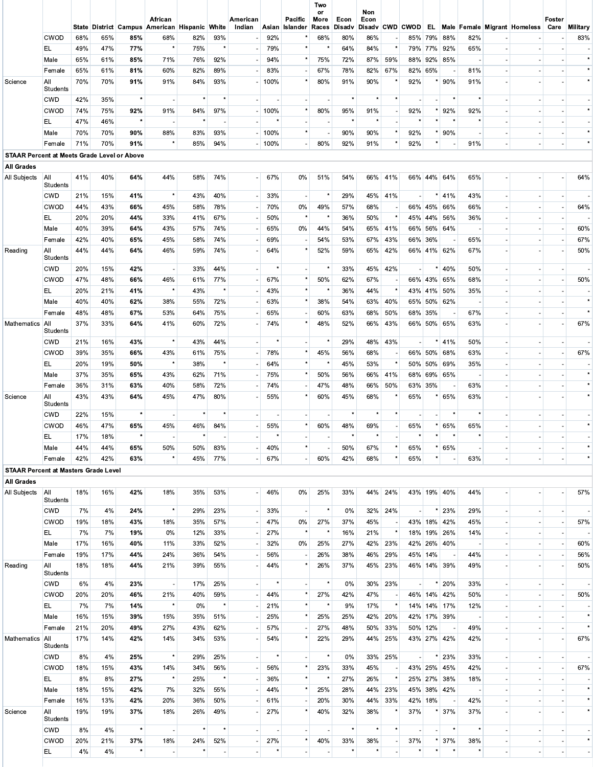| | | State | District | Campus | African American | Hispanic | White | American Indian | Asian | Pacific Islander | Two or More Races | Econ Disadv | Non Econ Disadv | CWD | CWOD | EL | Male | Female | Migrant | Homeless | Foster Care | Military |
|---|---|---|---|---|---|---|---|---|---|---|---|---|---|---|---|---|---|---|---|---|---|---|
| | CWOD | 68% | 65% | **85%** | 68% | 82% | 93% | - | 92% | * | 68% | 80% | 86% | - | 85% | 79% | 88% | 82% | - | - | - | 83% |
| | EL | 49% | 47% | **77%** | * | 75% | * | - | 79% | * | * | 64% | 84% | * | 79% | 77% | 92% | 65% | - | - | - | - |
| | Male | 65% | 61% | **85%** | 71% | 76% | 92% | - | 94% | * | 75% | 72% | 87% | 59% | 88% | 92% | 85% | - | - | - | - | * |
| | Female | 65% | 61% | **81%** | 60% | 82% | 89% | - | 83% | - | 67% | 78% | 82% | 67% | 82% | 65% | - | 81% | - | - | - | * |
| Science | All Students | 70% | 70% | **91%** | 91% | 84% | 93% | - | 100% | * | 80% | 91% | 90% | * | 92% | * | 90% | 91% | - | - | - | * |
| | CWD | 42% | 35% | * | - | * | * | - | - | - | - | * | * | * | - | - | * | * | - | - | - | - |
| | CWOD | 74% | 75% | **92%** | 91% | 84% | 97% | - | 100% | * | 80% | 95% | 91% | - | 92% | * | 92% | 92% | - | - | - | * |
| | EL | 47% | 46% | * | - | * | - | - | * | - | - | * | * | - | * | * | * | * | - | - | - | - |
| | Male | 70% | 70% | **90%** | 88% | 83% | 93% | - | 100% | * | - | 90% | 90% | * | 92% | * | 90% | - | - | - | - | * |
| | Female | 71% | 70% | **91%** | * | 85% | 94% | - | 100% | - | 80% | 92% | 91% | * | 92% | * | - | 91% | - | - | - | * |
| **STAAR Percent at Meets Grade Level or Above** | | | | | | | | | | | | | | | | | | | | | | |
| **All Grades** | | | | | | | | | | | | | | | | | | | | | | |
| All Subjects | All Students | 41% | 40% | **64%** | 44% | 58% | 74% | - | 67% | 0% | 51% | 54% | 66% | 41% | 66% | 44% | 64% | 65% | - | - | - | 64% |
| | CWD | 21% | 15% | **41%** | * | 43% | 40% | - | 33% | - | * | 29% | 45% | 41% | - | * | 41% | 43% | - | - | - | - |
| | CWOD | 44% | 43% | **66%** | 45% | 58% | 78% | - | 70% | 0% | 49% | 57% | 68% | - | 66% | 45% | 66% | 66% | - | - | - | 64% |
| | EL | 20% | 20% | **44%** | 33% | 41% | 67% | - | 50% | * | * | 36% | 50% | * | 45% | 44% | 56% | 36% | - | - | - | - |
| | Male | 40% | 39% | **64%** | 43% | 57% | 74% | - | 65% | 0% | 44% | 54% | 65% | 41% | 66% | 56% | 64% | - | - | - | - | 60% |
| | Female | 42% | 40% | **65%** | 45% | 58% | 74% | - | 69% | - | 54% | 53% | 67% | 43% | 66% | 36% | - | 65% | - | - | - | 67% |
| Reading | All Students | 44% | 44% | **64%** | 46% | 59% | 74% | - | 64% | * | 52% | 59% | 65% | 42% | 66% | 41% | 62% | 67% | - | - | - | 50% |
| | CWD | 20% | 15% | **42%** | - | 33% | 44% | - | * | - | * | 33% | 45% | 42% | - | * | 40% | 50% | - | - | - | - |
| | CWOD | 47% | 48% | **66%** | 46% | 61% | 77% | - | 67% | * | 50% | 62% | 67% | - | 66% | 43% | 65% | 68% | - | - | - | 50% |
| | EL | 20% | 21% | **41%** | * | 43% | * | - | 43% | * | * | 36% | 44% | * | 43% | 41% | 50% | 35% | - | - | - | - |
| | Male | 40% | 40% | **62%** | 38% | 55% | 72% | - | 63% | * | 38% | 54% | 63% | 40% | 65% | 50% | 62% | - | - | - | - | * |
| | Female | 48% | 48% | **67%** | 53% | 64% | 75% | - | 65% | - | 60% | 63% | 68% | 50% | 68% | 35% | - | 67% | - | - | - | * |
| Mathematics | All Students | 37% | 33% | **64%** | 41% | 60% | 72% | - | 74% | * | 48% | 52% | 66% | 43% | 66% | 50% | 65% | 63% | - | - | - | 67% |
| | CWD | 21% | 16% | **43%** | * | 43% | 44% | - | * | - | * | 29% | 48% | 43% | - | * | 41% | 50% | - | - | - | - |
| | CWOD | 39% | 35% | **66%** | 43% | 61% | 75% | - | 78% | * | 45% | 56% | 68% | - | 66% | 50% | 68% | 63% | - | - | - | 67% |
| | EL | 20% | 19% | **50%** | * | 38% | * | - | 64% | * | * | 45% | 53% | * | 50% | 50% | 69% | 35% | - | - | - | - |
| | Male | 37% | 35% | **65%** | 43% | 62% | 71% | - | 75% | * | 50% | 56% | 66% | 41% | 68% | 69% | 65% | - | - | - | - | * |
| | Female | 36% | 31% | **63%** | 40% | 58% | 72% | - | 74% | - | 47% | 48% | 66% | 50% | 63% | 35% | - | 63% | - | - | - | * |
| Science | All Students | 43% | 43% | **64%** | 45% | 47% | 80% | - | 55% | * | 60% | 45% | 68% | * | 65% | * | 65% | 63% | - | - | - | * |
| | CWD | 22% | 15% | * | - | * | * | - | - | - | - | * | * | * | - | - | * | * | - | - | - | - |
| | CWOD | 46% | 47% | **65%** | 45% | 46% | 84% | - | 55% | * | 60% | 48% | 69% | - | 65% | * | 65% | 65% | - | - | - | * |
| | EL | 17% | 18% | * | - | * | - | - | * | - | - | * | * | - | * | * | * | * | - | - | - | - |
| | Male | 44% | 44% | **65%** | 50% | 50% | 83% | - | 40% | * | - | 50% | 67% | * | 65% | * | 65% | - | - | - | - | * |
| | Female | 42% | 42% | **63%** | * | 45% | 77% | - | 67% | - | 60% | 42% | 68% | * | 65% | * | - | 63% | - | - | - | * |
| **STAAR Percent at Masters Grade Level** | | | | | | | | | | | | | | | | | | | | | | |
| **All Grades** | | | | | | | | | | | | | | | | | | | | | | |
| All Subjects | All Students | 18% | 16% | **42%** | 18% | 35% | 53% | - | 46% | 0% | 25% | 33% | 44% | 24% | 43% | 19% | 40% | 44% | - | - | - | 57% |
| | CWD | 7% | 4% | **24%** | * | 29% | 23% | - | 33% | - | * | 0% | 32% | 24% | - | * | 23% | 29% | - | - | - | - |
| | CWOD | 19% | 18% | **43%** | 18% | 35% | 57% | - | 47% | 0% | 27% | 37% | 45% | - | 43% | 18% | 42% | 45% | - | - | - | 57% |
| | EL | 7% | 7% | **19%** | 0% | 12% | 33% | - | 27% | * | * | 16% | 21% | * | 18% | 19% | 26% | 14% | - | - | - | - |
| | Male | 17% | 16% | **40%** | 11% | 33% | 52% | - | 32% | 0% | 25% | 27% | 42% | 23% | 42% | 26% | 40% | - | - | - | - | 60% |
| | Female | 19% | 17% | **44%** | 24% | 36% | 54% | - | 56% | - | 26% | 38% | 46% | 29% | 45% | 14% | - | 44% | - | - | - | 56% |
| Reading | All Students | 18% | 18% | **44%** | 21% | 39% | 55% | - | 44% | * | 26% | 37% | 45% | 23% | 46% | 14% | 39% | 49% | - | - | - | 50% |
| | CWD | 6% | 4% | **23%** | - | 17% | 25% | - | * | - | * | 0% | 30% | 23% | - | * | 20% | 33% | - | - | - | - |
| | CWOD | 20% | 20% | **46%** | 21% | 40% | 59% | - | 44% | * | 27% | 42% | 47% | - | 46% | 14% | 42% | 50% | - | - | - | 50% |
| | EL | 7% | 7% | **14%** | * | 0% | * | - | 21% | * | * | 9% | 17% | * | 14% | 14% | 17% | 12% | - | - | - | - |
| | Male | 16% | 15% | **39%** | 15% | 35% | 51% | - | 25% | * | 25% | 25% | 42% | 20% | 42% | 17% | 39% | - | - | - | - | * |
| | Female | 21% | 20% | **49%** | 27% | 43% | 62% | - | 57% | - | 27% | 48% | 50% | 33% | 50% | 12% | - | 49% | - | - | - | * |
| Mathematics | All Students | 17% | 14% | **42%** | 14% | 34% | 53% | - | 54% | * | 22% | 29% | 44% | 25% | 43% | 27% | 42% | 42% | - | - | - | 67% |
| | CWD | 8% | 4% | **25%** | * | 29% | 25% | - | * | - | * | 0% | 33% | 25% | - | * | 23% | 33% | - | - | - | - |
| | CWOD | 18% | 15% | **43%** | 14% | 34% | 56% | - | 56% | * | 23% | 33% | 45% | - | 43% | 25% | 45% | 42% | - | - | - | 67% |
| | EL | 8% | 8% | **27%** | * | 25% | * | - | 36% | * | * | 27% | 26% | * | 25% | 27% | 38% | 18% | - | - | - | - |
| | Male | 18% | 15% | **42%** | 7% | 32% | 55% | - | 44% | * | 25% | 28% | 44% | 23% | 45% | 38% | 42% | - | - | - | - | * |
| | Female | 16% | 13% | **42%** | 20% | 36% | 50% | - | 61% | - | 20% | 30% | 44% | 33% | 42% | 18% | - | 42% | - | - | - | * |
| Science | All Students | 19% | 19% | **37%** | 18% | 26% | 49% | - | 27% | * | 40% | 32% | 38% | * | 37% | * | 37% | 37% | - | - | - | * |
| | CWD | 8% | 4% | * | - | * | * | - | - | - | - | * | * | * | - | - | * | * | - | - | - | - |
| | CWOD | 20% | 21% | **37%** | 18% | 24% | 52% | - | 27% | * | 40% | 33% | 38% | - | 37% | * | 37% | 38% | - | - | - | * |
| | EL | 4% | 4% | * | - | * | - | - | * | - | - | * | * | - | * | * | * | * | - | - | - | - |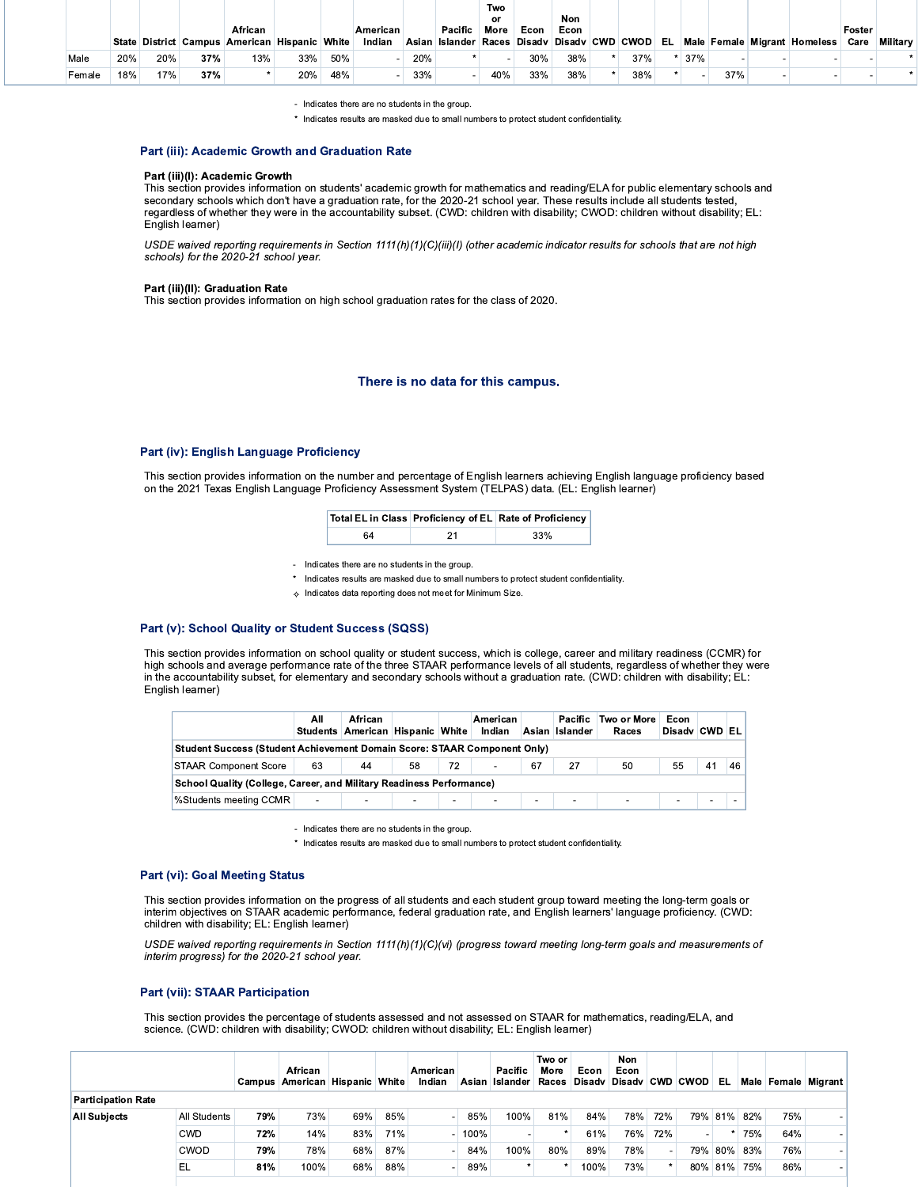| | State | District | Campus | African American | Hispanic | White | American Indian | Asian | Pacific Islander | Two or More Races | Econ Disadv | Non Econ Disadv | CWD | CWOD | EL | Male | Female | Migrant | Homeless | Foster Care | Military |
|---|---|---|---|---|---|---|---|---|---|---|---|---|---|---|---|---|---|---|---|---|---|
| Male | 20% | 20% | **37%** | 13% | 33% | 50% | - | 20% | * | - | 30% | 38% | * | 37% | * | 37% | - | - | - | - | * |
| Female | 18% | 17% | **37%** | * | 20% | 48% | - | 33% | - | 40% | 33% | 38% | * | 38% | * | - | 37% | - | - | - | * |

- Indicates there are no students in the group.

\* Indicates results are masked due to small numbers to protect student confidentiality.

## Part (iii): Academic Growth and Graduation Rate

### Part (iii)(I): Academic Growth

This section provides information on students' academic growth for mathematics and reading/ELA for public elementary schools and secondary schools which don't have a graduation rate, for the 2020-21 school year. These results include all students tested, regardless of whether they were in the accountability subset. (CWD: children with disability; CWOD: children without disability; EL: English learner)

*USDE waived reporting requirements in Section 1111(h)(1)(C)(iii)(I) (other academic indicator results for schools that are not high schools) for the 2020-21 school year.*

### Part (iii)(II): Graduation Rate

This section provides information on high school graduation rates for the class of 2020.

**There is no data for this campus.**

## Part (iv): English Language Proficiency

This section provides information on the number and percentage of English learners achieving English language proficiency based on the 2021 Texas English Language Proficiency Assessment System (TELPAS) data. (EL: English learner)

| Total EL in Class | Proficiency of EL | Rate of Proficiency |
|---|---|---|
| 64 | 21 | 33% |

- Indicates there are no students in the group.

\* Indicates results are masked due to small numbers to protect student confidentiality.

✧ Indicates data reporting does not meet for Minimum Size.

## Part (v): School Quality or Student Success (SQSS)

This section provides information on school quality or student success, which is college, career and military readiness (CCMR) for high schools and average performance rate of the three STAAR performance levels of all students, regardless of whether they were in the accountability subset, for elementary and secondary schools without a graduation rate. (CWD: children with disability; EL: English learner)

| | All Students | African American | Hispanic | White | American Indian | Asian | Pacific Islander | Two or More Races | Econ Disadv | CWD | EL |
|---|---|---|---|---|---|---|---|---|---|---|---|
| **Student Success (Student Achievement Domain Score: STAAR Component Only)** | | | | | | | | | | | |
| STAAR Component Score | 63 | 44 | 58 | 72 | - | 67 | 27 | 50 | 55 | 41 | 46 |
| **School Quality (College, Career, and Military Readiness Performance)** | | | | | | | | | | | |
| %Students meeting CCMR | - | - | - | - | - | - | - | - | - | - | - |

- Indicates there are no students in the group.

\* Indicates results are masked due to small numbers to protect student confidentiality.

## Part (vi): Goal Meeting Status

This section provides information on the progress of all students and each student group toward meeting the long-term goals or interim objectives on STAAR academic performance, federal graduation rate, and English learners' language proficiency. (CWD: children with disability; EL: English learner)

*USDE waived reporting requirements in Section 1111(h)(1)(C)(vi) (progress toward meeting long-term goals and measurements of interim progress) for the 2020-21 school year.*

## Part (vii): STAAR Participation

This section provides the percentage of students assessed and not assessed on STAAR for mathematics, reading/ELA, and science. (CWD: children with disability; CWOD: children without disability; EL: English learner)

| | | Campus | African American | Hispanic | White | American Indian | Asian | Pacific Islander | Two or More Races | Econ Disadv | Non Econ Disadv | CWD | CWOD | EL | Male | Female | Migrant |
|---|---|---|---|---|---|---|---|---|---|---|---|---|---|---|---|---|---|
| **Participation Rate** | | | | | | | | | | | | | | | | | |
| **All Subjects** | All Students | **79%** | 73% | 69% | 85% | - | 85% | 100% | 81% | 84% | 78% | 72% | 79% | 81% | 82% | 75% | - |
| | CWD | **72%** | 14% | 83% | 71% | - | 100% | - | * | 61% | 76% | 72% | - | * | 75% | 64% | - |
| | CWOD | **79%** | 78% | 68% | 87% | - | 84% | 100% | 80% | 89% | 78% | - | 79% | 80% | 83% | 76% | - |
| | EL | **81%** | 100% | 68% | 88% | - | 89% | * | * | 100% | 73% | * | 80% | 81% | 75% | 86% | - |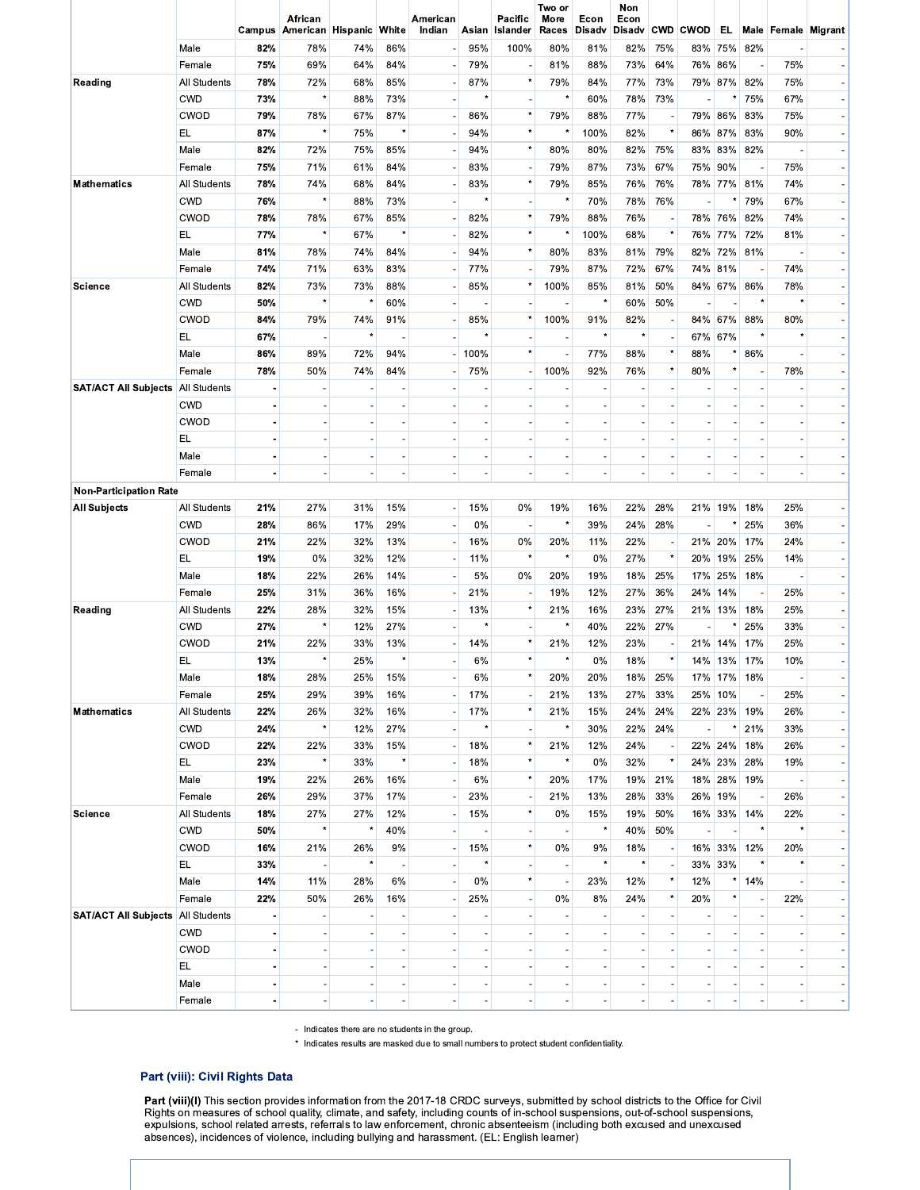| | | Campus | African American | Hispanic | White | American Indian | Asian | Pacific Islander | Two or More Races | Econ Disadv | Non Econ Disadv | CWD | CWOD | EL | Male | Female | Migrant |
|---|---|---|---|---|---|---|---|---|---|---|---|---|---|---|---|---|---|
| | Male | **82%** | 78% | 74% | 86% | - | 95% | 100% | 80% | 81% | 82% | 75% | 83% | 75% | 82% | - | - |
| | Female | **75%** | 69% | 64% | 84% | - | 79% | - | 81% | 88% | 73% | 64% | 76% | 86% | - | 75% | - |
| **Reading** | All Students | **78%** | 72% | 68% | 85% | - | 87% | * | 79% | 84% | 77% | 73% | 79% | 87% | 82% | 75% | - |
| | CWD | **73%** | * | 88% | 73% | - | * | - | * | 60% | 78% | 73% | - | * | 75% | 67% | - |
| | CWOD | **79%** | 78% | 67% | 87% | - | 86% | * | 79% | 88% | 77% | - | 79% | 86% | 83% | 75% | - |
| | EL | **87%** | * | 75% | * | - | 94% | * | * | 100% | 82% | * | 86% | 87% | 83% | 90% | - |
| | Male | **82%** | 72% | 75% | 85% | - | 94% | * | 80% | 80% | 82% | 75% | 83% | 83% | 82% | - | - |
| | Female | **75%** | 71% | 61% | 84% | - | 83% | - | 79% | 87% | 73% | 67% | 75% | 90% | - | 75% | - |
| **Mathematics** | All Students | **78%** | 74% | 68% | 84% | - | 83% | * | 79% | 85% | 76% | 76% | 78% | 77% | 81% | 74% | - |
| | CWD | **76%** | * | 88% | 73% | - | * | - | * | 70% | 78% | 76% | - | * | 79% | 67% | - |
| | CWOD | **78%** | 78% | 67% | 85% | - | 82% | * | 79% | 88% | 76% | - | 78% | 76% | 82% | 74% | - |
| | EL | **77%** | * | 67% | * | - | 82% | * | * | 100% | 68% | * | 76% | 77% | 72% | 81% | - |
| | Male | **81%** | 78% | 74% | 84% | - | 94% | * | 80% | 83% | 81% | 79% | 82% | 72% | 81% | - | - |
| | Female | **74%** | 71% | 63% | 83% | - | 77% | - | 79% | 87% | 72% | 67% | 74% | 81% | - | 74% | - |
| **Science** | All Students | **82%** | 73% | 73% | 88% | - | 85% | * | 100% | 85% | 81% | 50% | 84% | 67% | 86% | 78% | - |
| | CWD | **50%** | * | * | 60% | - | - | - | - | * | 60% | 50% | - | - | * | * | - |
| | CWOD | **84%** | 79% | 74% | 91% | - | 85% | * | 100% | 91% | 82% | - | 84% | 67% | 88% | 80% | - |
| | EL | **67%** | - | * | - | - | * | - | - | * | * | - | 67% | 67% | * | * | - |
| | Male | **86%** | 89% | 72% | 94% | - | 100% | * | - | 77% | 88% | * | 88% | * | 86% | - | - |
| | Female | **78%** | 50% | 74% | 84% | - | 75% | - | 100% | 92% | 76% | * | 80% | * | - | 78% | - |
| **SAT/ACT All Subjects** | All Students | **-** | - | - | - | - | - | - | - | - | - | - | - | - | - | - | - |
| | CWD | **-** | - | - | - | - | - | - | - | - | - | - | - | - | - | - | - |
| | CWOD | **-** | - | - | - | - | - | - | - | - | - | - | - | - | - | - | - |
| | EL | **-** | - | - | - | - | - | - | - | - | - | - | - | - | - | - | - |
| | Male | **-** | - | - | - | - | - | - | - | - | - | - | - | - | - | - | - |
| | Female | **-** | - | - | - | - | - | - | - | - | - | - | - | - | - | - | - |
| **Non-Participation Rate** | | | | | | | | | | | | | | | | | |
| **All Subjects** | All Students | **21%** | 27% | 31% | 15% | - | 15% | 0% | 19% | 16% | 22% | 28% | 21% | 19% | 18% | 25% | - |
| | CWD | **28%** | 86% | 17% | 29% | - | 0% | - | * | 39% | 24% | 28% | - | * | 25% | 36% | - |
| | CWOD | **21%** | 22% | 32% | 13% | - | 16% | 0% | 20% | 11% | 22% | - | 21% | 20% | 17% | 24% | - |
| | EL | **19%** | 0% | 32% | 12% | - | 11% | * | * | 0% | 27% | * | 20% | 19% | 25% | 14% | - |
| | Male | **18%** | 22% | 26% | 14% | - | 5% | 0% | 20% | 19% | 18% | 25% | 17% | 25% | 18% | - | - |
| | Female | **25%** | 31% | 36% | 16% | - | 21% | - | 19% | 12% | 27% | 36% | 24% | 14% | - | 25% | - |
| **Reading** | All Students | **22%** | 28% | 32% | 15% | - | 13% | * | 21% | 16% | 23% | 27% | 21% | 13% | 18% | 25% | - |
| | CWD | **27%** | * | 12% | 27% | - | * | - | * | 40% | 22% | 27% | - | * | 25% | 33% | - |
| | CWOD | **21%** | 22% | 33% | 13% | - | 14% | * | 21% | 12% | 23% | - | 21% | 14% | 17% | 25% | - |
| | EL | **13%** | * | 25% | * | - | 6% | * | * | 0% | 18% | * | 14% | 13% | 17% | 10% | - |
| | Male | **18%** | 28% | 25% | 15% | - | 6% | * | 20% | 20% | 18% | 25% | 17% | 17% | 18% | - | - |
| | Female | **25%** | 29% | 39% | 16% | - | 17% | - | 21% | 13% | 27% | 33% | 25% | 10% | - | 25% | - |
| **Mathematics** | All Students | **22%** | 26% | 32% | 16% | - | 17% | * | 21% | 15% | 24% | 24% | 22% | 23% | 19% | 26% | - |
| | CWD | **24%** | * | 12% | 27% | - | * | - | * | 30% | 22% | 24% | - | * | 21% | 33% | - |
| | CWOD | **22%** | 22% | 33% | 15% | - | 18% | * | 21% | 12% | 24% | - | 22% | 24% | 18% | 26% | - |
| | EL | **23%** | * | 33% | * | - | 18% | * | * | 0% | 32% | * | 24% | 23% | 28% | 19% | - |
| | Male | **19%** | 22% | 26% | 16% | - | 6% | * | 20% | 17% | 19% | 21% | 18% | 28% | 19% | - | - |
| | Female | **26%** | 29% | 37% | 17% | - | 23% | - | 21% | 13% | 28% | 33% | 26% | 19% | - | 26% | - |
| **Science** | All Students | **18%** | 27% | 27% | 12% | - | 15% | * | 0% | 15% | 19% | 50% | 16% | 33% | 14% | 22% | - |
| | CWD | **50%** | * | * | 40% | - | - | - | - | * | 40% | 50% | - | - | * | * | - |
| | CWOD | **16%** | 21% | 26% | 9% | - | 15% | * | 0% | 9% | 18% | - | 16% | 33% | 12% | 20% | - |
| | EL | **33%** | - | * | - | - | * | - | - | * | * | - | 33% | 33% | * | * | - |
| | Male | **14%** | 11% | 28% | 6% | - | 0% | * | - | 23% | 12% | * | 12% | * | 14% | - | - |
| | Female | **22%** | 50% | 26% | 16% | - | 25% | - | 0% | 8% | 24% | * | 20% | * | - | 22% | - |
| **SAT/ACT All Subjects** | All Students | **-** | - | - | - | - | - | - | - | - | - | - | - | - | - | - | - |
| | CWD | **-** | - | - | - | - | - | - | - | - | - | - | - | - | - | - | - |
| | CWOD | **-** | - | - | - | - | - | - | - | - | - | - | - | - | - | - | - |
| | EL | **-** | - | - | - | - | - | - | - | - | - | - | - | - | - | - | - |
| | Male | **-** | - | - | - | - | - | - | - | - | - | - | - | - | - | - | - |
| | Female | **-** | - | - | - | - | - | - | - | - | - | - | - | - | - | - | - |

- Indicates there are no students in the group.

* Indicates results are masked due to small numbers to protect student confidentiality.

## Part (viii): Civil Rights Data

**Part (viii)(I)** This section provides information from the 2017-18 CRDC surveys, submitted by school districts to the Office for Civil Rights on measures of school quality, climate, and safety, including counts of in-school suspensions, out-of-school suspensions, expulsions, school related arrests, referrals to law enforcement, chronic absenteeism (including both excused and unexcused absences), incidences of violence, including bullying and harassment. (EL: English learner)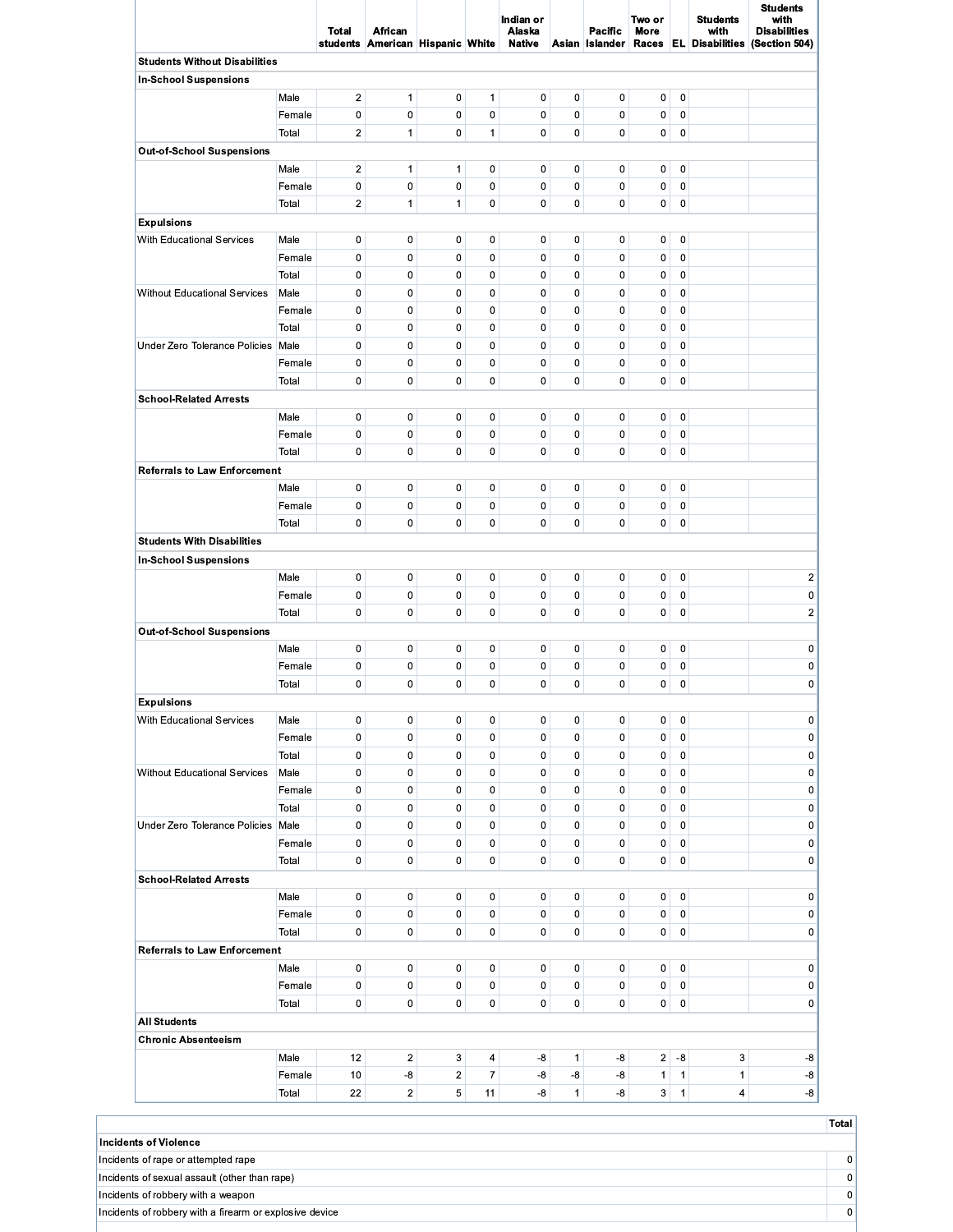| | | Total students | African American | Hispanic | White | Indian or Alaska Native | Asian | Pacific Islander | Two or More Races | EL | Students with Disabilities | Students with Disabilities (Section 504) |
|---|---|---|---|---|---|---|---|---|---|---|---|---|
| **Students Without Disabilities** | | | | | | | | | | | | |
| **In-School Suspensions** | | | | | | | | | | | | |
| | Male | 2 | 1 | 0 | 1 | 0 | 0 | 0 | 0 | 0 | | |
| | Female | 0 | 0 | 0 | 0 | 0 | 0 | 0 | 0 | 0 | | |
| | Total | 2 | 1 | 0 | 1 | 0 | 0 | 0 | 0 | 0 | | |
| **Out-of-School Suspensions** | | | | | | | | | | | | |
| | Male | 2 | 1 | 1 | 0 | 0 | 0 | 0 | 0 | 0 | | |
| | Female | 0 | 0 | 0 | 0 | 0 | 0 | 0 | 0 | 0 | | |
| | Total | 2 | 1 | 1 | 0 | 0 | 0 | 0 | 0 | 0 | | |
| **Expulsions** | | | | | | | | | | | | |
| With Educational Services | Male | 0 | 0 | 0 | 0 | 0 | 0 | 0 | 0 | 0 | | |
| | Female | 0 | 0 | 0 | 0 | 0 | 0 | 0 | 0 | 0 | | |
| | Total | 0 | 0 | 0 | 0 | 0 | 0 | 0 | 0 | 0 | | |
| Without Educational Services | Male | 0 | 0 | 0 | 0 | 0 | 0 | 0 | 0 | 0 | | |
| | Female | 0 | 0 | 0 | 0 | 0 | 0 | 0 | 0 | 0 | | |
| | Total | 0 | 0 | 0 | 0 | 0 | 0 | 0 | 0 | 0 | | |
| Under Zero Tolerance Policies | Male | 0 | 0 | 0 | 0 | 0 | 0 | 0 | 0 | 0 | | |
| | Female | 0 | 0 | 0 | 0 | 0 | 0 | 0 | 0 | 0 | | |
| | Total | 0 | 0 | 0 | 0 | 0 | 0 | 0 | 0 | 0 | | |
| **School-Related Arrests** | | | | | | | | | | | | |
| | Male | 0 | 0 | 0 | 0 | 0 | 0 | 0 | 0 | 0 | | |
| | Female | 0 | 0 | 0 | 0 | 0 | 0 | 0 | 0 | 0 | | |
| | Total | 0 | 0 | 0 | 0 | 0 | 0 | 0 | 0 | 0 | | |
| **Referrals to Law Enforcement** | | | | | | | | | | | | |
| | Male | 0 | 0 | 0 | 0 | 0 | 0 | 0 | 0 | 0 | | |
| | Female | 0 | 0 | 0 | 0 | 0 | 0 | 0 | 0 | 0 | | |
| | Total | 0 | 0 | 0 | 0 | 0 | 0 | 0 | 0 | 0 | | |
| **Students With Disabilities** | | | | | | | | | | | | |
| **In-School Suspensions** | | | | | | | | | | | | |
| | Male | 0 | 0 | 0 | 0 | 0 | 0 | 0 | 0 | 0 | | 2 |
| | Female | 0 | 0 | 0 | 0 | 0 | 0 | 0 | 0 | 0 | | 0 |
| | Total | 0 | 0 | 0 | 0 | 0 | 0 | 0 | 0 | 0 | | 2 |
| **Out-of-School Suspensions** | | | | | | | | | | | | |
| | Male | 0 | 0 | 0 | 0 | 0 | 0 | 0 | 0 | 0 | | 0 |
| | Female | 0 | 0 | 0 | 0 | 0 | 0 | 0 | 0 | 0 | | 0 |
| | Total | 0 | 0 | 0 | 0 | 0 | 0 | 0 | 0 | 0 | | 0 |
| **Expulsions** | | | | | | | | | | | | |
| With Educational Services | Male | 0 | 0 | 0 | 0 | 0 | 0 | 0 | 0 | 0 | | 0 |
| | Female | 0 | 0 | 0 | 0 | 0 | 0 | 0 | 0 | 0 | | 0 |
| | Total | 0 | 0 | 0 | 0 | 0 | 0 | 0 | 0 | 0 | | 0 |
| Without Educational Services | Male | 0 | 0 | 0 | 0 | 0 | 0 | 0 | 0 | 0 | | 0 |
| | Female | 0 | 0 | 0 | 0 | 0 | 0 | 0 | 0 | 0 | | 0 |
| | Total | 0 | 0 | 0 | 0 | 0 | 0 | 0 | 0 | 0 | | 0 |
| Under Zero Tolerance Policies | Male | 0 | 0 | 0 | 0 | 0 | 0 | 0 | 0 | 0 | | 0 |
| | Female | 0 | 0 | 0 | 0 | 0 | 0 | 0 | 0 | 0 | | 0 |
| | Total | 0 | 0 | 0 | 0 | 0 | 0 | 0 | 0 | 0 | | 0 |
| **School-Related Arrests** | | | | | | | | | | | | |
| | Male | 0 | 0 | 0 | 0 | 0 | 0 | 0 | 0 | 0 | | 0 |
| | Female | 0 | 0 | 0 | 0 | 0 | 0 | 0 | 0 | 0 | | 0 |
| | Total | 0 | 0 | 0 | 0 | 0 | 0 | 0 | 0 | 0 | | 0 |
| **Referrals to Law Enforcement** | | | | | | | | | | | | |
| | Male | 0 | 0 | 0 | 0 | 0 | 0 | 0 | 0 | 0 | | 0 |
| | Female | 0 | 0 | 0 | 0 | 0 | 0 | 0 | 0 | 0 | | 0 |
| | Total | 0 | 0 | 0 | 0 | 0 | 0 | 0 | 0 | 0 | | 0 |
| **All Students** | | | | | | | | | | | | |
| **Chronic Absenteeism** | | | | | | | | | | | | |
| | Male | 12 | 2 | 3 | 4 | -8 | 1 | -8 | 2 | -8 | 3 | -8 |
| | Female | 10 | -8 | 2 | 7 | -8 | -8 | -8 | 1 | 1 | 1 | -8 |
| | Total | 22 | 2 | 5 | 11 | -8 | 1 | -8 | 3 | 1 | 4 | -8 |

| | Total |
|---|---|
| **Incidents of Violence** | |
| Incidents of rape or attempted rape | 0 |
| Incidents of sexual assault (other than rape) | 0 |
| Incidents of robbery with a weapon | 0 |
| Incidents of robbery with a firearm or explosive device | 0 |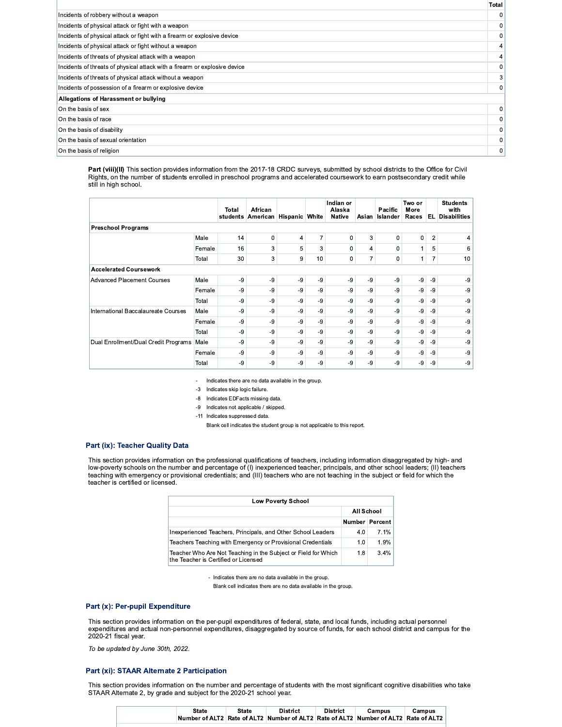| | Total |
|---|---|
| Incidents of robbery without a weapon | 0 |
| Incidents of physical attack or fight with a weapon | 0 |
| Incidents of physical attack or fight with a firearm or explosive device | 0 |
| Incidents of physical attack or fight without a weapon | 4 |
| Incidents of threats of physical attack with a weapon | 4 |
| Incidents of threats of physical attack with a firearm or explosive device | 0 |
| Incidents of threats of physical attack without a weapon | 3 |
| Incidents of possession of a firearm or explosive device | 0 |
| **Allegations of Harassment or bullying** | |
| On the basis of sex | 0 |
| On the basis of race | 0 |
| On the basis of disability | 0 |
| On the basis of sexual orientation | 0 |
| On the basis of religion | 0 |

**Part (viii)(II)** This section provides information from the 2017-18 CRDC surveys, submitted by school districts to the Office for Civil Rights, on the number of students enrolled in preschool programs and accelerated coursework to earn postsecondary credit while still in high school.

| | | Total students | African American | Hispanic | White | Indian or Alaska Native | Asian | Pacific Islander | Two or More Races | EL | Students with Disabilities |
|---|---|---|---|---|---|---|---|---|---|---|---|
| **Preschool Programs** | | | | | | | | | | | |
| | Male | 14 | 0 | 4 | 7 | 0 | 3 | 0 | 0 | 2 | 4 |
| | Female | 16 | 3 | 5 | 3 | 0 | 4 | 0 | 1 | 5 | 6 |
| | Total | 30 | 3 | 9 | 10 | 0 | 7 | 0 | 1 | 7 | 10 |
| **Accelerated Coursework** | | | | | | | | | | | |
| Advanced Placement Courses | Male | -9 | -9 | -9 | -9 | -9 | -9 | -9 | -9 | -9 | -9 |
| | Female | -9 | -9 | -9 | -9 | -9 | -9 | -9 | -9 | -9 | -9 |
| | Total | -9 | -9 | -9 | -9 | -9 | -9 | -9 | -9 | -9 | -9 |
| International Baccalaureate Courses | Male | -9 | -9 | -9 | -9 | -9 | -9 | -9 | -9 | -9 | -9 |
| | Female | -9 | -9 | -9 | -9 | -9 | -9 | -9 | -9 | -9 | -9 |
| | Total | -9 | -9 | -9 | -9 | -9 | -9 | -9 | -9 | -9 | -9 |
| Dual Enrollment/Dual Credit Programs | Male | -9 | -9 | -9 | -9 | -9 | -9 | -9 | -9 | -9 | -9 |
| | Female | -9 | -9 | -9 | -9 | -9 | -9 | -9 | -9 | -9 | -9 |
| | Total | -9 | -9 | -9 | -9 | -9 | -9 | -9 | -9 | -9 | -9 |

- Indicates there are no data available in the group.
-3 Indicates skip logic failure.
-8 Indicates EDFacts missing data.
-9 Indicates not applicable / skipped.
-11 Indicates suppressed data.
Blank cell indicates the student group is not applicable to this report.

### Part (ix): Teacher Quality Data

This section provides information on the professional qualifications of teachers, including information disaggregated by high- and low-poverty schools on the number and percentage of (I) inexperienced teacher, principals, and other school leaders; (II) teachers teaching with emergency or provisional credentials; and (III) teachers who are not teaching in the subject or field for which the teacher is certified or licensed.

| Low Poverty School | | |
|---|---|---|
| | All School | |
| | Number | Percent |
| Inexperienced Teachers, Principals, and Other School Leaders | 4.0 | 7.1% |
| Teachers Teaching with Emergency or Provisional Credentials | 1.0 | 1.9% |
| Teacher Who Are Not Teaching in the Subject or Field for Which the Teacher is Certified or Licensed | 1.8 | 3.4% |

- Indicates there are no data available in the group.
Blank cell indicates there are no data available in the group.

### Part (x): Per-pupil Expenditure

This section provides information on the per-pupil expenditures of federal, state, and local funds, including actual personnel expenditures and actual non-personnel expenditures, disaggregated by source of funds, for each school district and campus for the 2020-21 fiscal year.

*To be updated by June 30th, 2022.*

### Part (xi): STAAR Alternate 2 Participation

This section provides information on the number and percentage of students with the most significant cognitive disabilities who take STAAR Alternate 2, by grade and subject for the 2020-21 school year.

| | State Number of ALT2 | State Rate of ALT2 | District Number of ALT2 | District Rate of ALT2 | Campus Number of ALT2 | Campus Rate of ALT2 |
|---|---|---|---|---|---|---|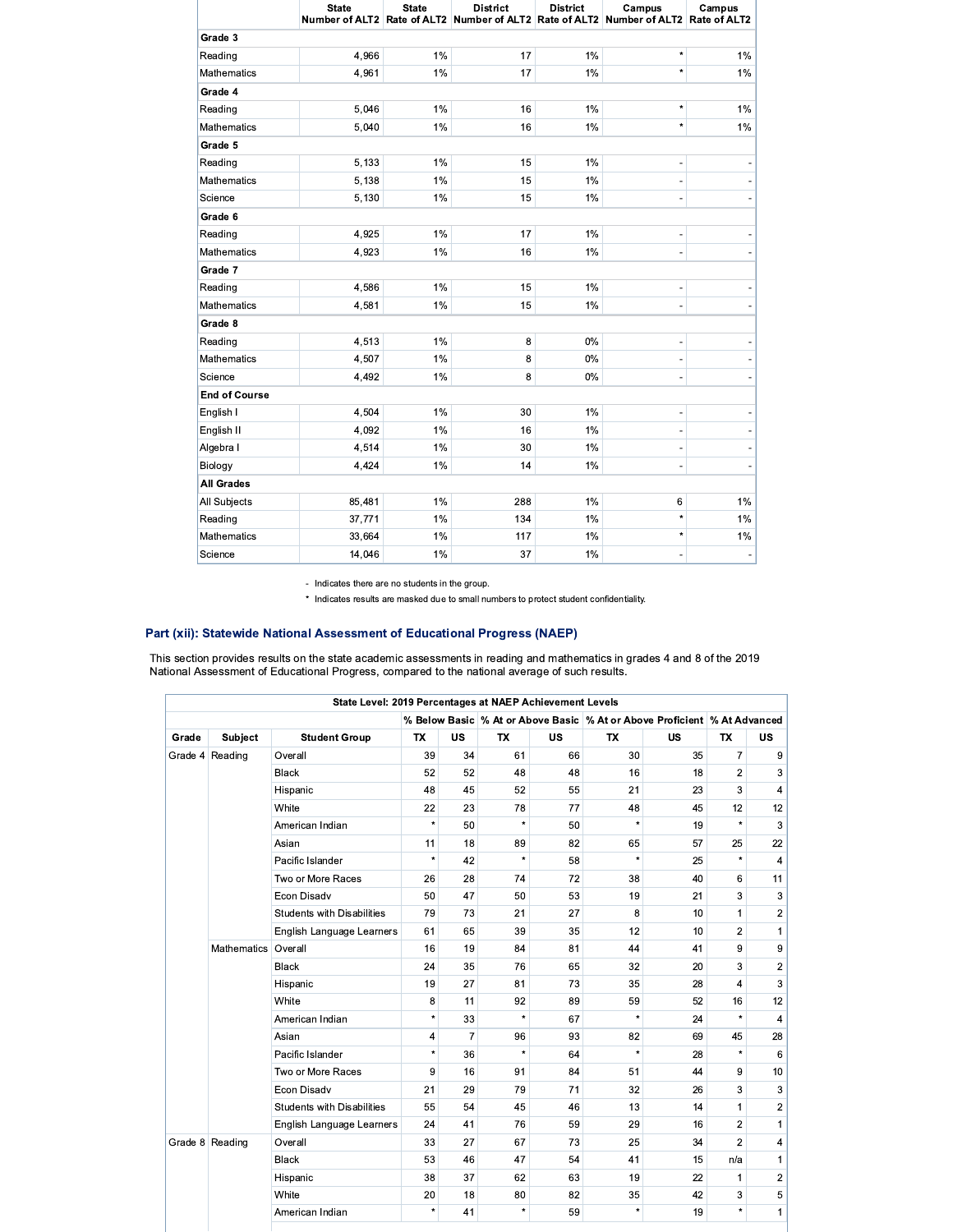| | State Number of ALT2 | State Rate of ALT2 | District Number of ALT2 | District Rate of ALT2 | Campus Number of ALT2 | Campus Rate of ALT2 |
|---|---|---|---|---|---|---|
| **Grade 3** | | | | | | |
| Reading | 4,966 | 1% | 17 | 1% | * | 1% |
| Mathematics | 4,961 | 1% | 17 | 1% | * | 1% |
| **Grade 4** | | | | | | |
| Reading | 5,046 | 1% | 16 | 1% | * | 1% |
| Mathematics | 5,040 | 1% | 16 | 1% | * | 1% |
| **Grade 5** | | | | | | |
| Reading | 5,133 | 1% | 15 | 1% | - | - |
| Mathematics | 5,138 | 1% | 15 | 1% | - | - |
| Science | 5,130 | 1% | 15 | 1% | - | - |
| **Grade 6** | | | | | | |
| Reading | 4,925 | 1% | 17 | 1% | - | - |
| Mathematics | 4,923 | 1% | 16 | 1% | - | - |
| **Grade 7** | | | | | | |
| Reading | 4,586 | 1% | 15 | 1% | - | - |
| Mathematics | 4,581 | 1% | 15 | 1% | - | - |
| **Grade 8** | | | | | | |
| Reading | 4,513 | 1% | 8 | 0% | - | - |
| Mathematics | 4,507 | 1% | 8 | 0% | - | - |
| Science | 4,492 | 1% | 8 | 0% | - | - |
| **End of Course** | | | | | | |
| English I | 4,504 | 1% | 30 | 1% | - | - |
| English II | 4,092 | 1% | 16 | 1% | - | - |
| Algebra I | 4,514 | 1% | 30 | 1% | - | - |
| Biology | 4,424 | 1% | 14 | 1% | - | - |
| **All Grades** | | | | | | |
| All Subjects | 85,481 | 1% | 288 | 1% | 6 | 1% |
| Reading | 37,771 | 1% | 134 | 1% | * | 1% |
| Mathematics | 33,664 | 1% | 117 | 1% | * | 1% |
| Science | 14,046 | 1% | 37 | 1% | - | - |

- Indicates there are no students in the group.

\* Indicates results are masked due to small numbers to protect student confidentiality.

## Part (xii): Statewide National Assessment of Educational Progress (NAEP)

This section provides results on the state academic assessments in reading and mathematics in grades 4 and 8 of the 2019 National Assessment of Educational Progress, compared to the national average of such results.

| State Level: 2019 Percentages at NAEP Achievement Levels | | | | | | | | | | |
|---|---|---|---|---|---|---|---|---|---|---|
| | | | % Below Basic | | % At or Above Basic | | % At or Above Proficient | | % At Advanced | |
| Grade | Subject | Student Group | TX | US | TX | US | TX | US | TX | US |
| Grade 4 | Reading | Overall | 39 | 34 | 61 | 66 | 30 | 35 | 7 | 9 |
| | | Black | 52 | 52 | 48 | 48 | 16 | 18 | 2 | 3 |
| | | Hispanic | 48 | 45 | 52 | 55 | 21 | 23 | 3 | 4 |
| | | White | 22 | 23 | 78 | 77 | 48 | 45 | 12 | 12 |
| | | American Indian | * | 50 | * | 50 | * | 19 | * | 3 |
| | | Asian | 11 | 18 | 89 | 82 | 65 | 57 | 25 | 22 |
| | | Pacific Islander | * | 42 | * | 58 | * | 25 | * | 4 |
| | | Two or More Races | 26 | 28 | 74 | 72 | 38 | 40 | 6 | 11 |
| | | Econ Disadv | 50 | 47 | 50 | 53 | 19 | 21 | 3 | 3 |
| | | Students with Disabilities | 79 | 73 | 21 | 27 | 8 | 10 | 1 | 2 |
| | | English Language Learners | 61 | 65 | 39 | 35 | 12 | 10 | 2 | 1 |
| | Mathematics | Overall | 16 | 19 | 84 | 81 | 44 | 41 | 9 | 9 |
| | | Black | 24 | 35 | 76 | 65 | 32 | 20 | 3 | 2 |
| | | Hispanic | 19 | 27 | 81 | 73 | 35 | 28 | 4 | 3 |
| | | White | 8 | 11 | 92 | 89 | 59 | 52 | 16 | 12 |
| | | American Indian | * | 33 | * | 67 | * | 24 | * | 4 |
| | | Asian | 4 | 7 | 96 | 93 | 82 | 69 | 45 | 28 |
| | | Pacific Islander | * | 36 | * | 64 | * | 28 | * | 6 |
| | | Two or More Races | 9 | 16 | 91 | 84 | 51 | 44 | 9 | 10 |
| | | Econ Disadv | 21 | 29 | 79 | 71 | 32 | 26 | 3 | 3 |
| | | Students with Disabilities | 55 | 54 | 45 | 46 | 13 | 14 | 1 | 2 |
| | | English Language Learners | 24 | 41 | 76 | 59 | 29 | 16 | 2 | 1 |
| Grade 8 | Reading | Overall | 33 | 27 | 67 | 73 | 25 | 34 | 2 | 4 |
| | | Black | 53 | 46 | 47 | 54 | 41 | 15 | n/a | 1 |
| | | Hispanic | 38 | 37 | 62 | 63 | 19 | 22 | 1 | 2 |
| | | White | 20 | 18 | 80 | 82 | 35 | 42 | 3 | 5 |
| | | American Indian | * | 41 | * | 59 | * | 19 | * | 1 |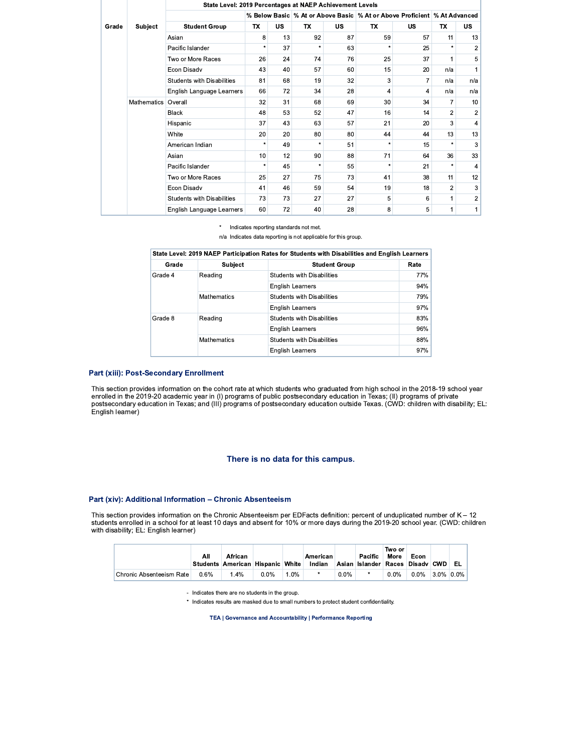| | | State Level: 2019 Percentages at NAEP Achievement Levels | | | | | | | | |
|---|---|---|---|---|---|---|---|---|---|---|
| | | | % Below Basic | | % At or Above Basic | | % At or Above Proficient | | % At Advanced | |
| Grade | Subject | Student Group | TX | US | TX | US | TX | US | TX | US |
| | | Asian | 8 | 13 | 92 | 87 | 59 | 57 | 11 | 13 |
| | | Pacific Islander | * | 37 | * | 63 | * | 25 | * | 2 |
| | | Two or More Races | 26 | 24 | 74 | 76 | 25 | 37 | 1 | 5 |
| | | Econ Disadv | 43 | 40 | 57 | 60 | 15 | 20 | n/a | 1 |
| | | Students with Disabilities | 81 | 68 | 19 | 32 | 3 | 7 | n/a | n/a |
| | | English Language Learners | 66 | 72 | 34 | 28 | 4 | 4 | n/a | n/a |
| | Mathematics | Overall | 32 | 31 | 68 | 69 | 30 | 34 | 7 | 10 |
| | | Black | 48 | 53 | 52 | 47 | 16 | 14 | 2 | 2 |
| | | Hispanic | 37 | 43 | 63 | 57 | 21 | 20 | 3 | 4 |
| | | White | 20 | 20 | 80 | 80 | 44 | 44 | 13 | 13 |
| | | American Indian | * | 49 | * | 51 | * | 15 | * | 3 |
| | | Asian | 10 | 12 | 90 | 88 | 71 | 64 | 36 | 33 |
| | | Pacific Islander | * | 45 | * | 55 | * | 21 | * | 4 |
| | | Two or More Races | 25 | 27 | 75 | 73 | 41 | 38 | 11 | 12 |
| | | Econ Disadv | 41 | 46 | 59 | 54 | 19 | 18 | 2 | 3 |
| | | Students with Disabilities | 73 | 73 | 27 | 27 | 5 | 6 | 1 | 2 |
| | | English Language Learners | 60 | 72 | 40 | 28 | 8 | 5 | 1 | 1 |

* Indicates reporting standards not met.

n/a Indicates data reporting is not applicable for this group.

| State Level: 2019 NAEP Participation Rates for Students with Disabilities and English Learners | | | |
|---|---|---|---|
| Grade | Subject | Student Group | Rate |
| Grade 4 | Reading | Students with Disabilities | 77% |
| | | English Learners | 94% |
| | Mathematics | Students with Disabilities | 79% |
| | | English Learners | 97% |
| Grade 8 | Reading | Students with Disabilities | 83% |
| | | English Learners | 96% |
| | Mathematics | Students with Disabilities | 88% |
| | | English Learners | 97% |

## Part (xiii): Post-Secondary Enrollment

This section provides information on the cohort rate at which students who graduated from high school in the 2018-19 school year enrolled in the 2019-20 academic year in (I) programs of public postsecondary education in Texas; (II) programs of private postsecondary education in Texas; and (III) programs of postsecondary education outside Texas. (CWD: children with disability; EL: English learner)

**There is no data for this campus.**

## Part (xiv): Additional Information – Chronic Absenteeism

This section provides information on the Chronic Absenteeism per EDFacts definition: percent of unduplicated number of K – 12 students enrolled in a school for at least 10 days and absent for 10% or more days during the 2019-20 school year. (CWD: children with disability; EL: English learner)

| | All Students | African American | Hispanic | White | American Indian | Asian | Pacific Islander | Two or More Races | Econ Disadv | CWD | EL |
|---|---|---|---|---|---|---|---|---|---|---|---|
| Chronic Absenteeism Rate | 0.6% | 1.4% | 0.0% | 1.0% | * | 0.0% | * | 0.0% | 0.0% | 3.0% | 0.0% |

- Indicates there are no students in the group.

* Indicates results are masked due to small numbers to protect student confidentiality.

TEA | Governance and Accountability | Performance Reporting